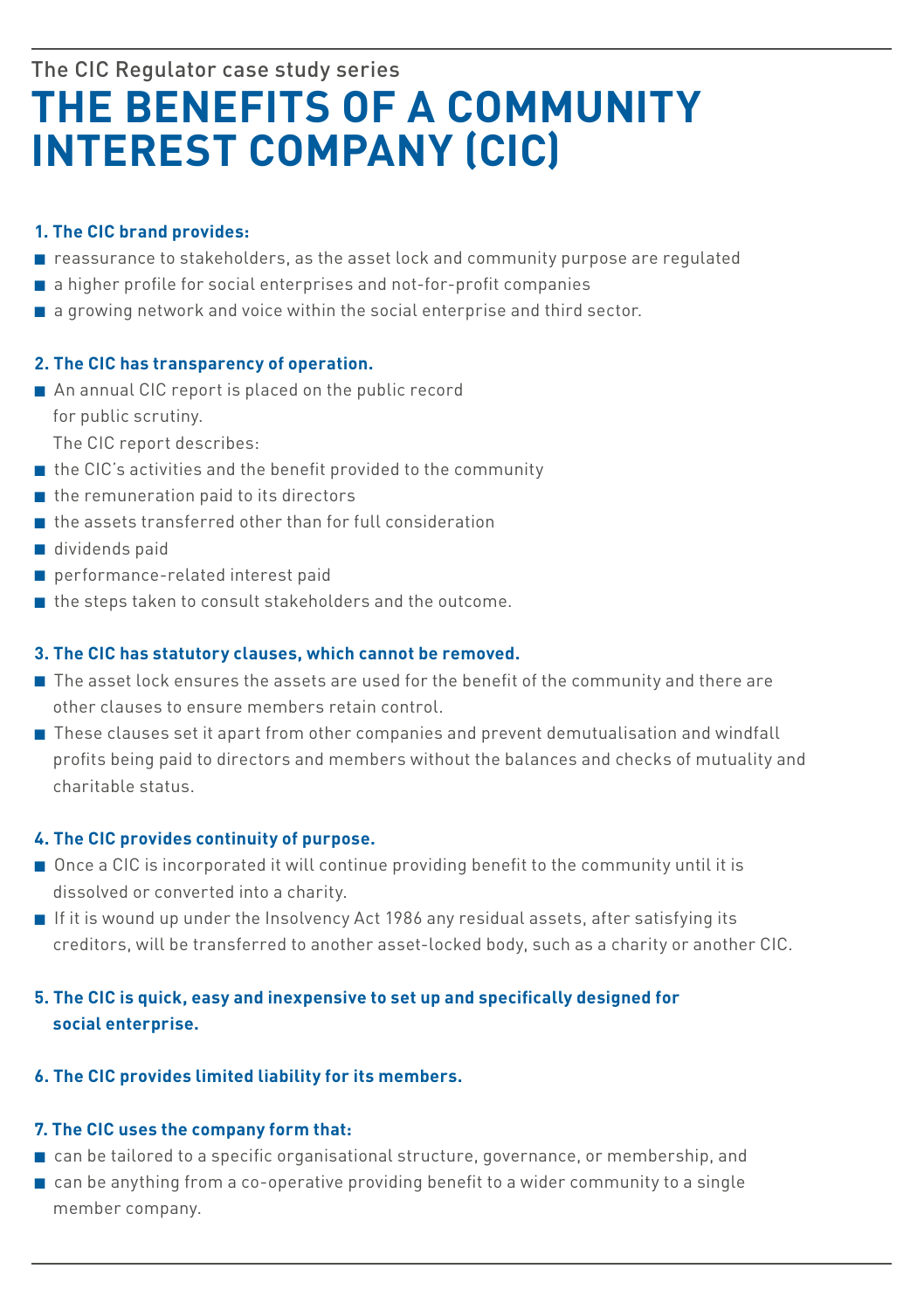The CIC Regulator case study series

# THE BENEFITS OF A COMMUNITY INTEREST COMPANY (CIC)

**1. The CIC brand provides:**

- reassurance to stakeholders, as the asset lock and community purpose are regulated
- a higher profile for social enterprises and not-for-profit companies
- a growing network and voice within the social enterprise and third sector.

**2. The CIC has transparency of operation.**

- An annual CIC report is placed on the public record for public scrutiny.

  The CIC report describes:

- the CIC's activities and the benefit provided to the community
- the remuneration paid to its directors
- the assets transferred other than for full consideration
- dividends paid
- performance-related interest paid
- the steps taken to consult stakeholders and the outcome.

**3. The CIC has statutory clauses, which cannot be removed.**

- The asset lock ensures the assets are used for the benefit of the community and there are other clauses to ensure members retain control.
- These clauses set it apart from other companies and prevent demutualisation and windfall profits being paid to directors and members without the balances and checks of mutuality and charitable status.

**4. The CIC provides continuity of purpose.**

- Once a CIC is incorporated it will continue providing benefit to the community until it is dissolved or converted into a charity.
- If it is wound up under the Insolvency Act 1986 any residual assets, after satisfying its creditors, will be transferred to another asset-locked body, such as a charity or another CIC.

**5. The CIC is quick, easy and inexpensive to set up and specifically designed for social enterprise.**

**6. The CIC provides limited liability for its members.**

**7. The CIC uses the company form that:**

- can be tailored to a specific organisational structure, governance, or membership, and
- can be anything from a co-operative providing benefit to a wider community to a single member company.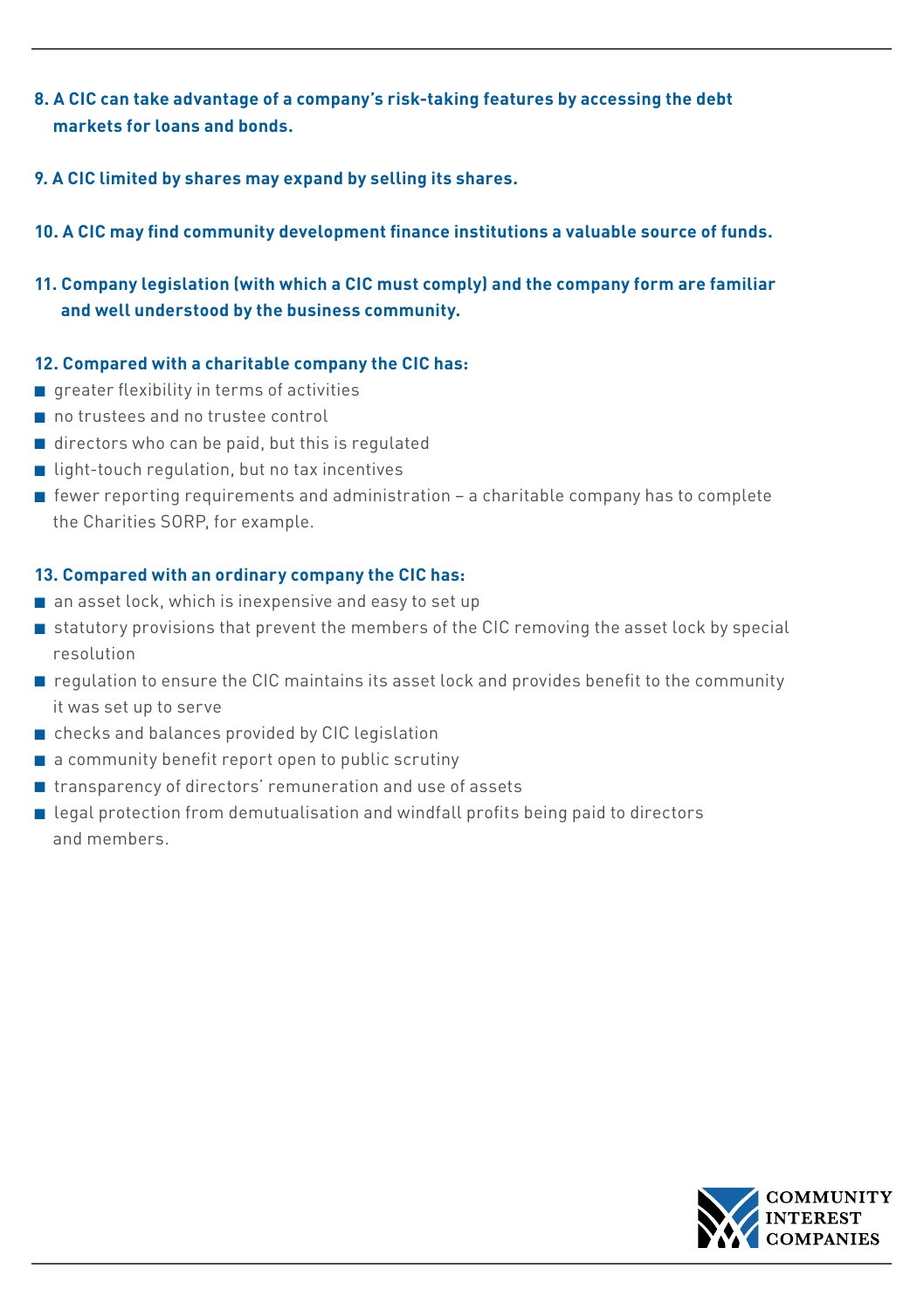**8. A CIC can take advantage of a company's risk-taking features by accessing the debt markets for loans and bonds.**

**9. A CIC limited by shares may expand by selling its shares.**

**10. A CIC may find community development finance institutions a valuable source of funds.**

**11. Company legislation (with which a CIC must comply) and the company form are familiar and well understood by the business community.**

**12. Compared with a charitable company the CIC has:**

- greater flexibility in terms of activities
- no trustees and no trustee control
- directors who can be paid, but this is regulated
- light-touch regulation, but no tax incentives
- fewer reporting requirements and administration – a charitable company has to complete the Charities SORP, for example.

**13. Compared with an ordinary company the CIC has:**

- an asset lock, which is inexpensive and easy to set up
- statutory provisions that prevent the members of the CIC removing the asset lock by special resolution
- regulation to ensure the CIC maintains its asset lock and provides benefit to the community it was set up to serve
- checks and balances provided by CIC legislation
- a community benefit report open to public scrutiny
- transparency of directors' remuneration and use of assets
- legal protection from demutualisation and windfall profits being paid to directors and members.